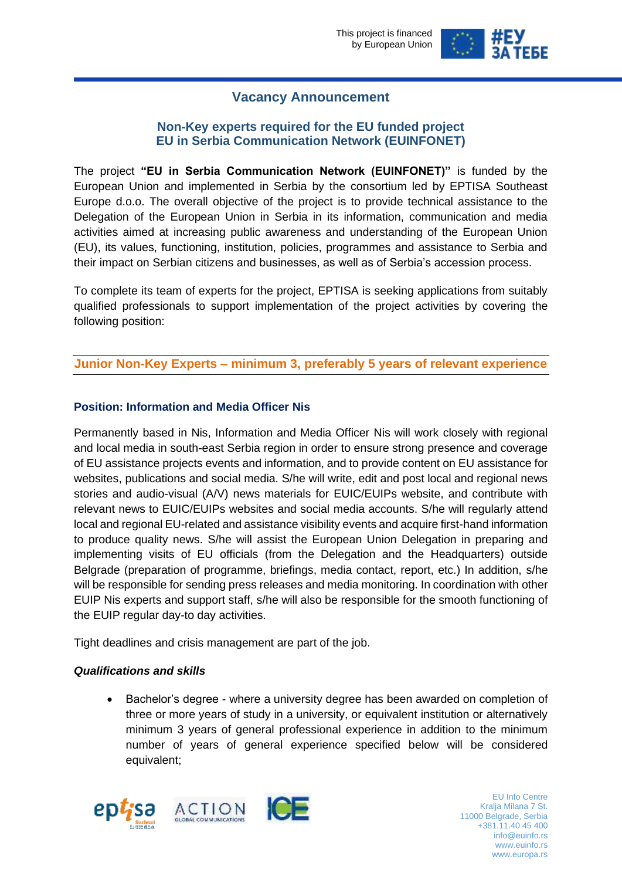# Vacancy Announcement

## Non-Key experts required for the EU funded project EU in Serbia Communication Network (EUINFONET)

The project **"EU in Serbia Communication Network (EUINFONET)"** is funded by the European Union and implemented in Serbia by the consortium led by EPTISA Southeast Europe d.o.o. The overall objective of the project is to provide technical assistance to the Delegation of the European Union in Serbia in its information, communication and media activities aimed at increasing public awareness and understanding of the European Union (EU), its values, functioning, institution, policies, programmes and assistance to Serbia and their impact on Serbian citizens and businesses, as well as of Serbia's accession process.

To complete its team of experts for the project, EPTISA is seeking applications from suitably qualified professionals to support implementation of the project activities by covering the following position:

## Junior Non-Key Experts – minimum 3, preferably 5 years of relevant experience

### Position: Information and Media Officer Nis

Permanently based in Nis, Information and Media Officer Nis will work closely with regional and local media in south-east Serbia region in order to ensure strong presence and coverage of EU assistance projects events and information, and to provide content on EU assistance for websites, publications and social media. S/he will write, edit and post local and regional news stories and audio-visual (A/V) news materials for EUIC/EUIPs website, and contribute with relevant news to EUIC/EUIPs websites and social media accounts. S/he will regularly attend local and regional EU-related and assistance visibility events and acquire first-hand information to produce quality news. S/he will assist the European Union Delegation in preparing and implementing visits of EU officials (from the Delegation and the Headquarters) outside Belgrade (preparation of programme, briefings, media contact, report, etc.) In addition, s/he will be responsible for sending press releases and media monitoring. In coordination with other EUIP Nis experts and support staff, s/he will also be responsible for the smooth functioning of the EUIP regular day-to day activities.

Tight deadlines and crisis management are part of the job.

***Qualifications and skills***

- Bachelor's degree - where a university degree has been awarded on completion of three or more years of study in a university, or equivalent institution or alternatively minimum 3 years of general professional experience in addition to the minimum number of years of general experience specified below will be considered equivalent;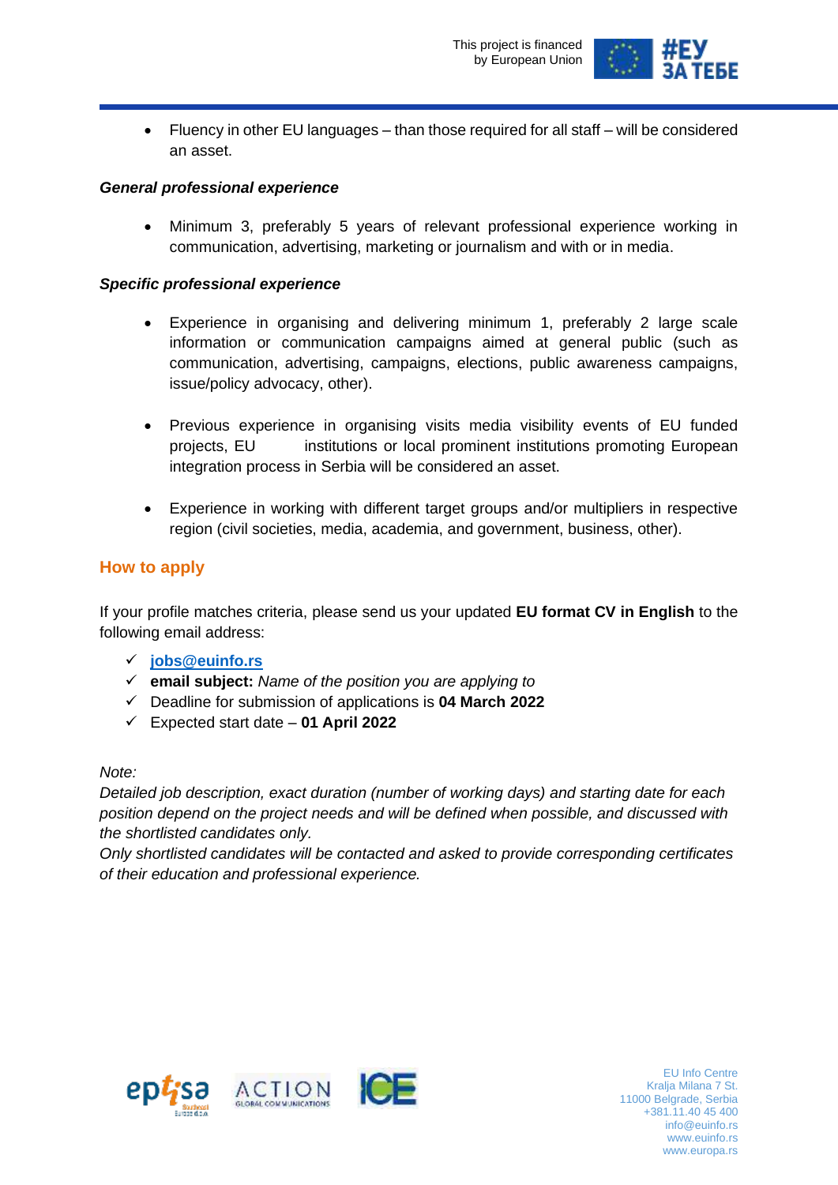- Fluency in other EU languages – than those required for all staff – will be considered an asset.

***General professional experience***

- Minimum 3, preferably 5 years of relevant professional experience working in communication, advertising, marketing or journalism and with or in media.

***Specific professional experience***

- Experience in organising and delivering minimum 1, preferably 2 large scale information or communication campaigns aimed at general public (such as communication, advertising, campaigns, elections, public awareness campaigns, issue/policy advocacy, other).

- Previous experience in organising visits media visibility events of EU funded projects, EU institutions or local prominent institutions promoting European integration process in Serbia will be considered an asset.

- Experience in working with different target groups and/or multipliers in respective region (civil societies, media, academia, and government, business, other).

## How to apply

If your profile matches criteria, please send us your updated **EU format CV in English** to the following email address:

- ✓ **jobs@euinfo.rs**
- ✓ **email subject:** *Name of the position you are applying to*
- ✓ Deadline for submission of applications is **04 March 2022**
- ✓ Expected start date – **01 April 2022**

*Note:*
*Detailed job description, exact duration (number of working days) and starting date for each position depend on the project needs and will be defined when possible, and discussed with the shortlisted candidates only.*
*Only shortlisted candidates will be contacted and asked to provide corresponding certificates of their education and professional experience.*

EU Info Centre
Kralja Milana 7 St.
11000 Belgrade, Serbia
+381.11.40 45 400
info@euinfo.rs
www.euinfo.rs
www.europa.rs